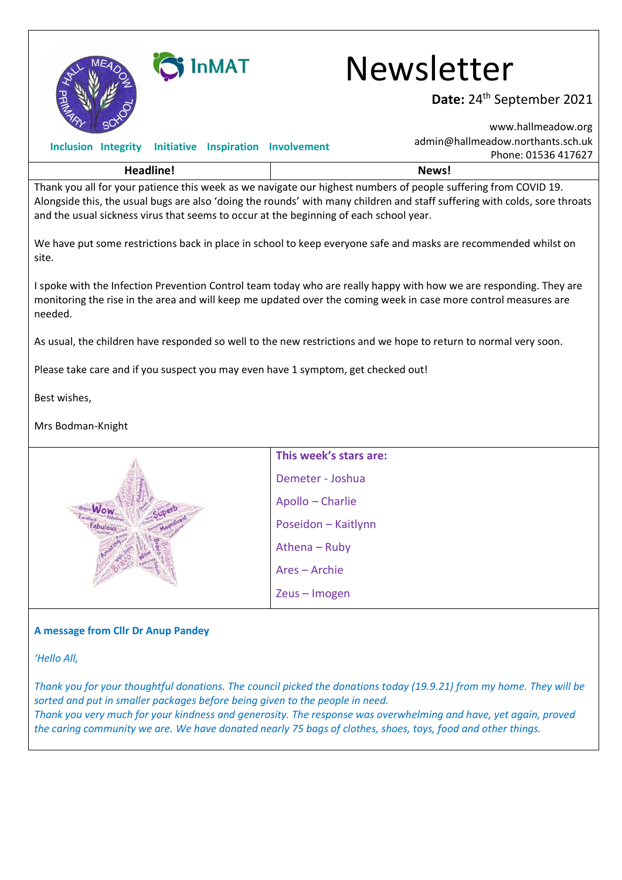# Newsletter

**Date:** 24th September 2021

Inclusion Integrity Initiative Inspiration Involvement

www.hallmeadow.org
admin@hallmeadow.northants.sch.uk
Phone: 01536 417627

## Headline! News!

Thank you all for your patience this week as we navigate our highest numbers of people suffering from COVID 19. Alongside this, the usual bugs are also 'doing the rounds' with many children and staff suffering with colds, sore throats and the usual sickness virus that seems to occur at the beginning of each school year.

We have put some restrictions back in place in school to keep everyone safe and masks are recommended whilst on site.

I spoke with the Infection Prevention Control team today who are really happy with how we are responding. They are monitoring the rise in the area and will keep me updated over the coming week in case more control measures are needed.

As usual, the children have responded so well to the new restrictions and we hope to return to normal very soon.

Please take care and if you suspect you may even have 1 symptom, get checked out!

Best wishes,

Mrs Bodman-Knight

**This week's stars are:**

Demeter - Joshua

Apollo – Charlie

Poseidon – Kaitlynn

Athena – Ruby

Ares – Archie

Zeus – Imogen

**A message from Cllr Dr Anup Pandey**

*'Hello All,*

*Thank you for your thoughtful donations. The council picked the donations today (19.9.21) from my home. They will be sorted and put in smaller packages before being given to the people in need.*
*Thank you very much for your kindness and generosity. The response was overwhelming and have, yet again, proved the caring community we are. We have donated nearly 75 bags of clothes, shoes, toys, food and other things.*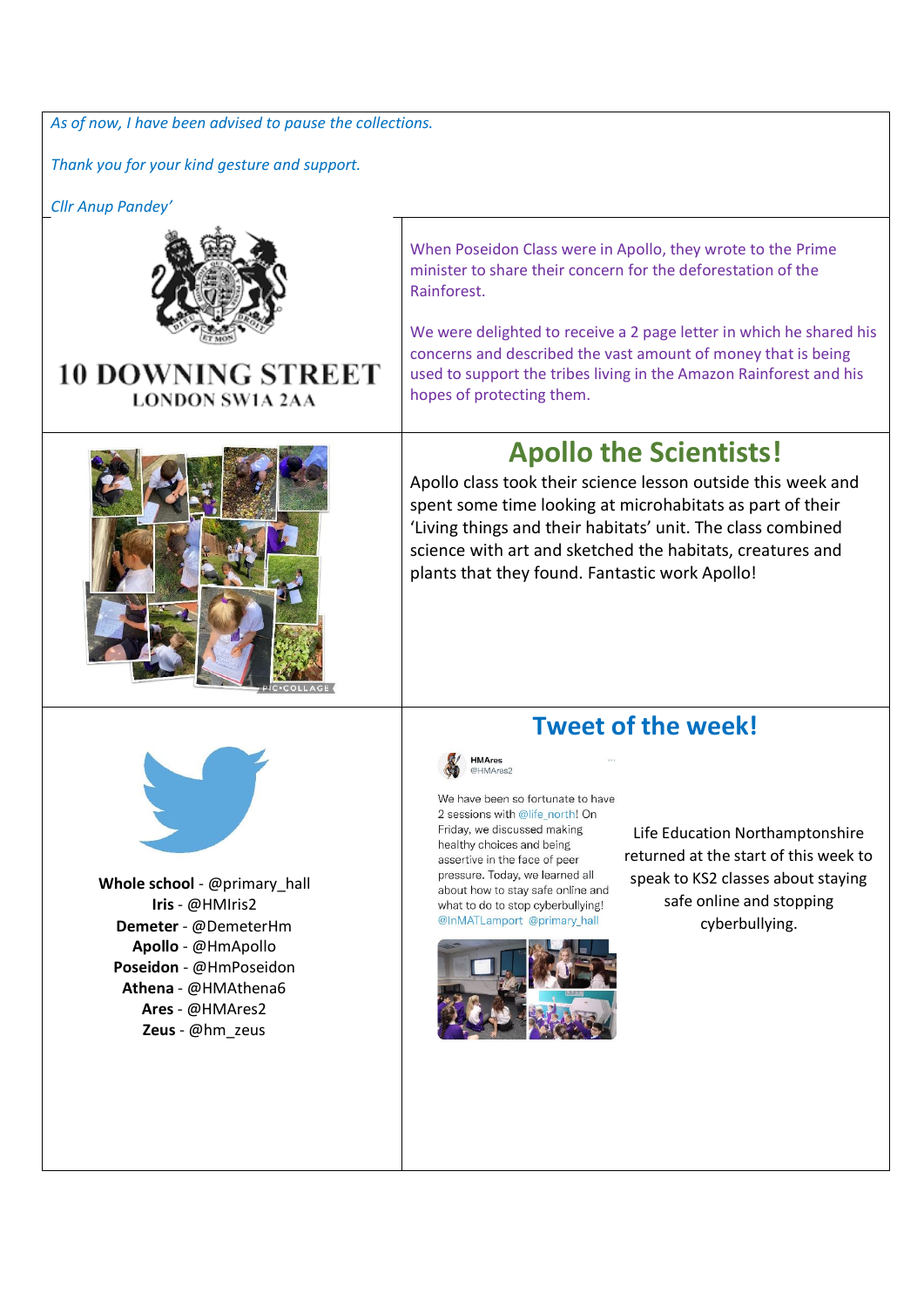*As of now, I have been advised to pause the collections.*

*Thank you for your kind gesture and support.*

*Cllr Anup Pandey'*

10 DOWNING STREET
LONDON SW1A 2AA

When Poseidon Class were in Apollo, they wrote to the Prime minister to share their concern for the deforestation of the Rainforest.

We were delighted to receive a 2 page letter in which he shared his concerns and described the vast amount of money that is being used to support the tribes living in the Amazon Rainforest and his hopes of protecting them.

## Apollo the Scientists!

Apollo class took their science lesson outside this week and spent some time looking at microhabitats as part of their 'Living things and their habitats' unit. The class combined science with art and sketched the habitats, creatures and plants that they found. Fantastic work Apollo!

**Whole school** - @primary_hall
**Iris** - @HMIris2
**Demeter** - @DemeterHm
**Apollo** - @HmApollo
**Poseidon** - @HmPoseidon
**Athena** - @HMAthena6
**Ares** - @HMAres2
**Zeus** - @hm_zeus

## Tweet of the week!

HMAres
@HMAres2

We have been so fortunate to have 2 sessions with @life_north! On Friday, we discussed making healthy choices and being assertive in the face of peer pressure. Today, we learned all about how to stay safe online and what to do to stop cyberbullying! @InMATLamport @primary_hall

Life Education Northamptonshire returned at the start of this week to speak to KS2 classes about staying safe online and stopping cyberbullying.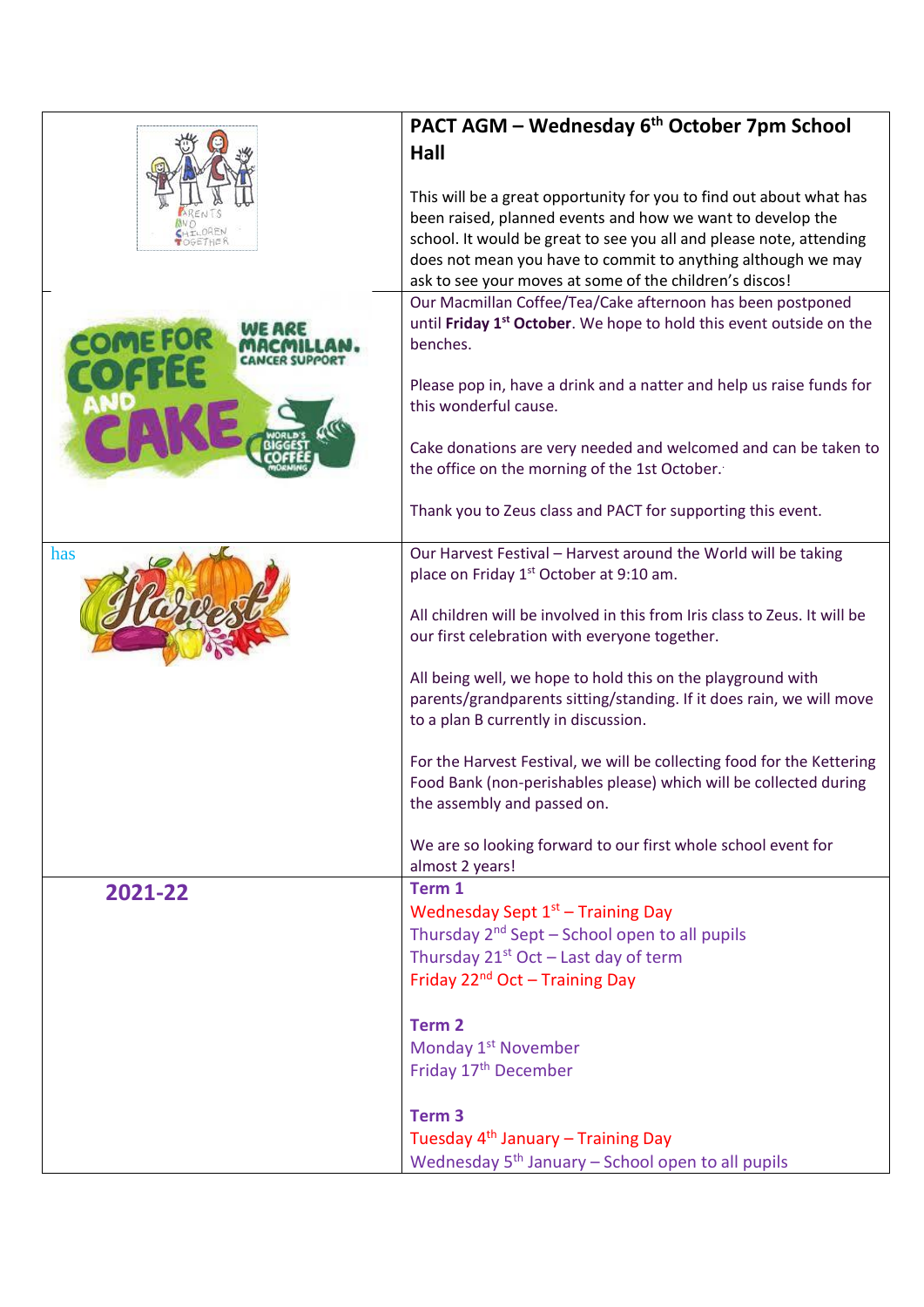## PACT AGM – Wednesday 6th October 7pm School Hall

This will be a great opportunity for you to find out about what has been raised, planned events and how we want to develop the school. It would be great to see you all and please note, attending does not mean you have to commit to anything although we may ask to see your moves at some of the children's discos!

Our Macmillan Coffee/Tea/Cake afternoon has been postponed until **Friday 1st October**. We hope to hold this event outside on the benches.

Please pop in, have a drink and a natter and help us raise funds for this wonderful cause.

Cake donations are very needed and welcomed and can be taken to the office on the morning of the 1st October.

Thank you to Zeus class and PACT for supporting this event.

has

Our Harvest Festival – Harvest around the World will be taking place on Friday 1st October at 9:10 am.

All children will be involved in this from Iris class to Zeus. It will be our first celebration with everyone together.

All being well, we hope to hold this on the playground with parents/grandparents sitting/standing. If it does rain, we will move to a plan B currently in discussion.

For the Harvest Festival, we will be collecting food for the Kettering Food Bank (non-perishables please) which will be collected during the assembly and passed on.

We are so looking forward to our first whole school event for almost 2 years!

## 2021-22

**Term 1**

Wednesday Sept 1st – Training Day
Thursday 2nd Sept – School open to all pupils
Thursday 21st Oct – Last day of term
Friday 22nd Oct – Training Day

**Term 2**

Monday 1st November
Friday 17th December

**Term 3**

Tuesday 4th January – Training Day
Wednesday 5th January – School open to all pupils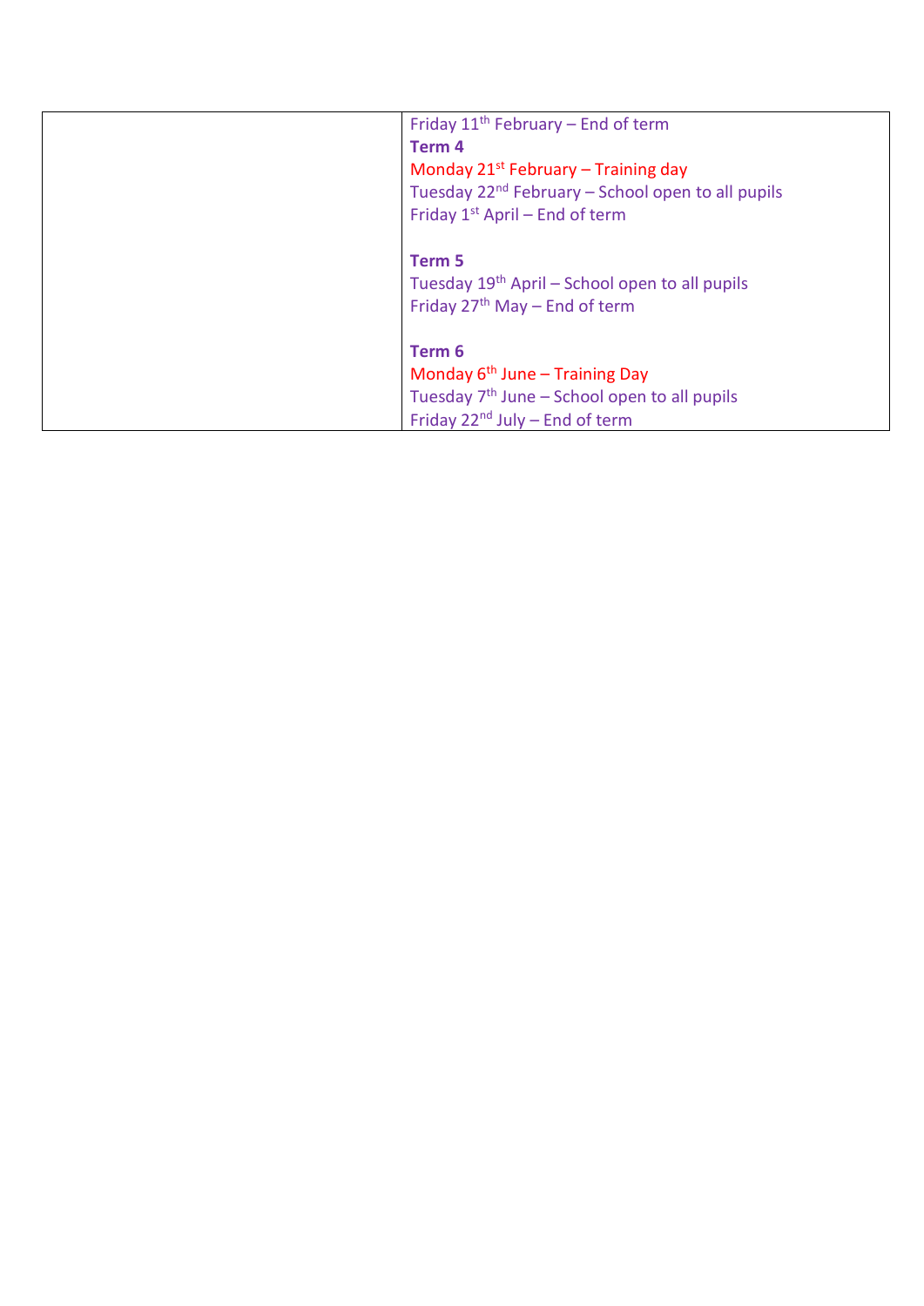| | |
|---|---|
| | Friday 11th February – End of term<br>**Term 4**<br>Monday 21st February – Training day<br>Tuesday 22nd February – School open to all pupils<br>Friday 1st April – End of term<br><br>**Term 5**<br>Tuesday 19th April – School open to all pupils<br>Friday 27th May – End of term<br><br>**Term 6**<br>Monday 6th June – Training Day<br>Tuesday 7th June – School open to all pupils<br>Friday 22nd July – End of term |